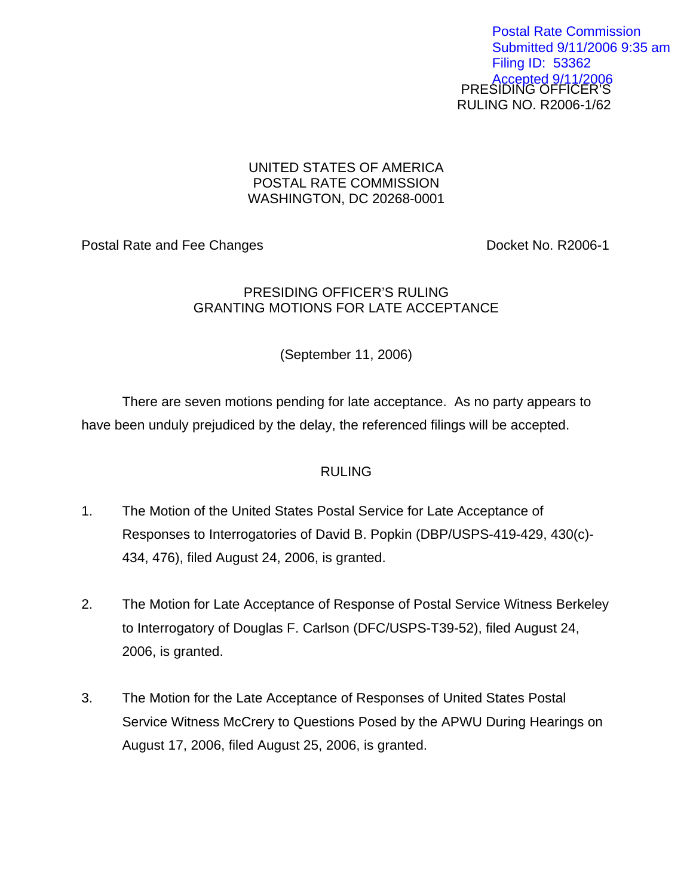Postal Rate Commission
Submitted 9/11/2006 9:35 am
Filing ID: 53362
Accepted 9/11/2006

PRESIDING OFFICER'S
RULING NO. R2006-1/62

UNITED STATES OF AMERICA
POSTAL RATE COMMISSION
WASHINGTON, DC 20268-0001

Postal Rate and Fee Changes — Docket No. R2006-1

PRESIDING OFFICER'S RULING
GRANTING MOTIONS FOR LATE ACCEPTANCE

(September 11, 2006)

There are seven motions pending for late acceptance. As no party appears to have been unduly prejudiced by the delay, the referenced filings will be accepted.

RULING

1. The Motion of the United States Postal Service for Late Acceptance of Responses to Interrogatories of David B. Popkin (DBP/USPS-419-429, 430(c)-434, 476), filed August 24, 2006, is granted.

2. The Motion for Late Acceptance of Response of Postal Service Witness Berkeley to Interrogatory of Douglas F. Carlson (DFC/USPS-T39-52), filed August 24, 2006, is granted.

3. The Motion for the Late Acceptance of Responses of United States Postal Service Witness McCrery to Questions Posed by the APWU During Hearings on August 17, 2006, filed August 25, 2006, is granted.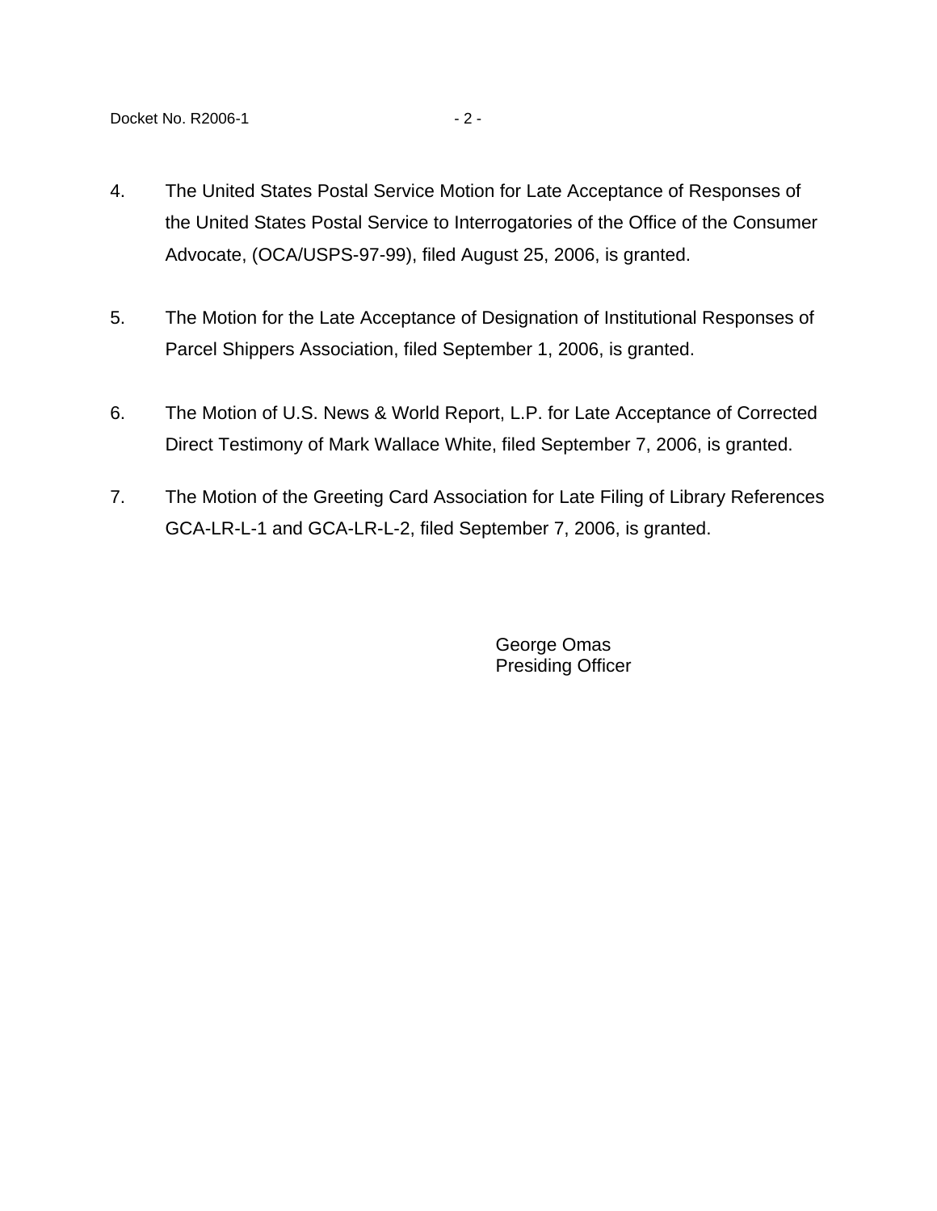4. The United States Postal Service Motion for Late Acceptance of Responses of the United States Postal Service to Interrogatories of the Office of the Consumer Advocate, (OCA/USPS-97-99), filed August 25, 2006, is granted.

5. The Motion for the Late Acceptance of Designation of Institutional Responses of Parcel Shippers Association, filed September 1, 2006, is granted.

6. The Motion of U.S. News & World Report, L.P. for Late Acceptance of Corrected Direct Testimony of Mark Wallace White, filed September 7, 2006, is granted.

7. The Motion of the Greeting Card Association for Late Filing of Library References GCA-LR-L-1 and GCA-LR-L-2, filed September 7, 2006, is granted.

George Omas
Presiding Officer